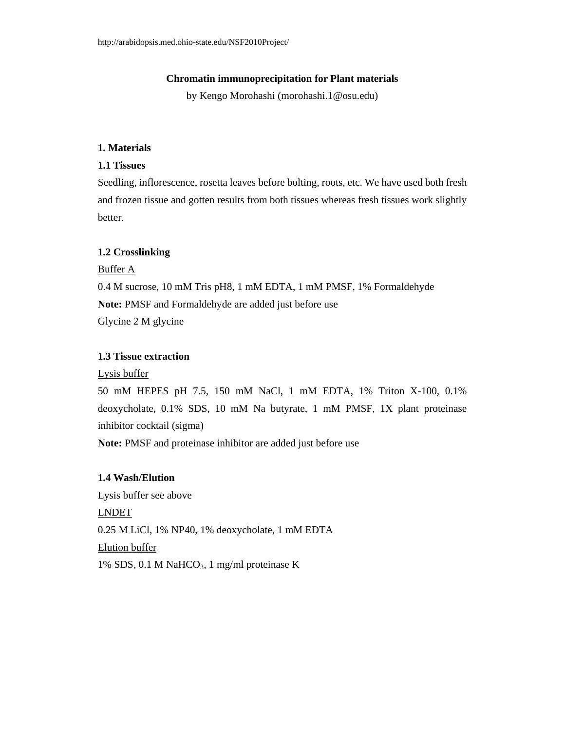http://arabidopsis.med.ohio-state.edu/NSF2010Project/

# Chromatin immunoprecipitation for Plant materials

by Kengo Morohashi (morohashi.1@osu.edu)

## 1. Materials

### 1.1 Tissues

Seedling, inflorescence, rosetta leaves before bolting, roots, etc. We have used both fresh and frozen tissue and gotten results from both tissues whereas fresh tissues work slightly better.

### 1.2 Crosslinking

<u>Buffer A</u>

0.4 M sucrose, 10 mM Tris pH8, 1 mM EDTA, 1 mM PMSF, 1% Formaldehyde

**Note:** PMSF and Formaldehyde are added just before use

Glycine 2 M glycine

### 1.3 Tissue extraction

<u>Lysis buffer</u>

50 mM HEPES pH 7.5, 150 mM NaCl, 1 mM EDTA, 1% Triton X-100, 0.1% deoxycholate, 0.1% SDS, 10 mM Na butyrate, 1 mM PMSF, 1X plant proteinase inhibitor cocktail (sigma)

**Note:** PMSF and proteinase inhibitor are added just before use

### 1.4 Wash/Elution

Lysis buffer see above

<u>LNDET</u>

0.25 M LiCl, 1% NP40, 1% deoxycholate, 1 mM EDTA

<u>Elution buffer</u>

1% SDS, 0.1 M $NaHCO_3$, 1 mg/ml proteinase K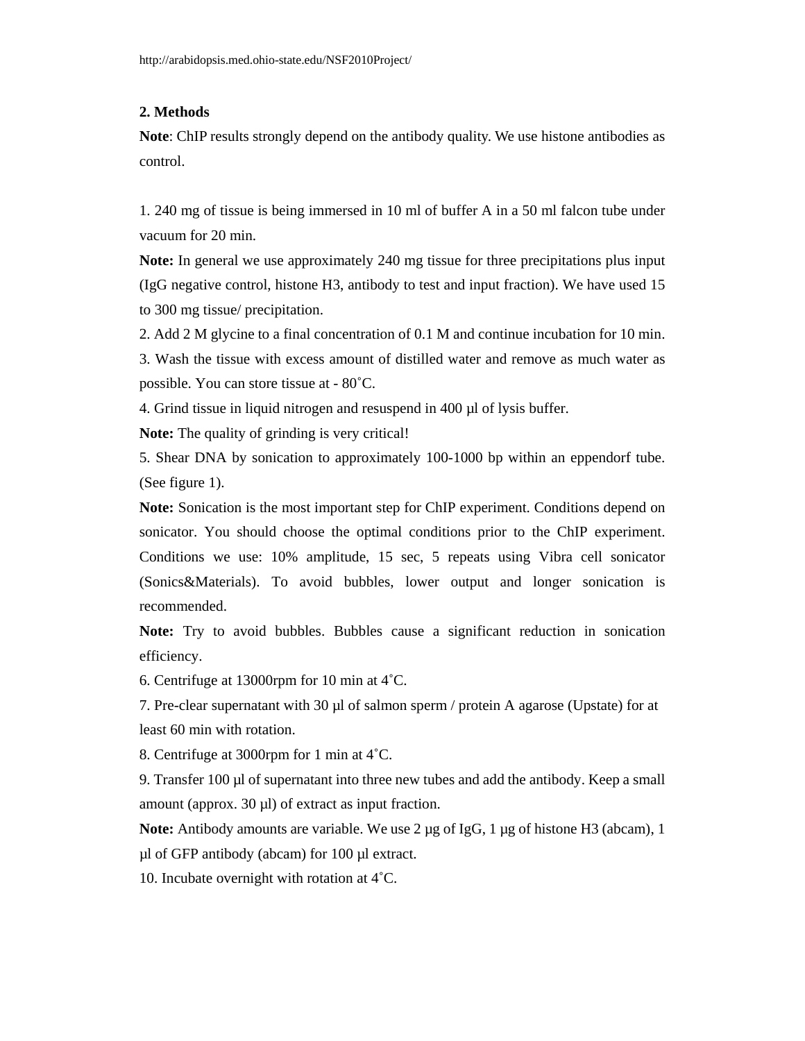http://arabidopsis.med.ohio-state.edu/NSF2010Project/

**2. Methods**

**Note**: ChIP results strongly depend on the antibody quality. We use histone antibodies as control.

1. 240 mg of tissue is being immersed in 10 ml of buffer A in a 50 ml falcon tube under vacuum for 20 min.

**Note:** In general we use approximately 240 mg tissue for three precipitations plus input (IgG negative control, histone H3, antibody to test and input fraction). We have used 15 to 300 mg tissue/ precipitation.

2. Add 2 M glycine to a final concentration of 0.1 M and continue incubation for 10 min.

3. Wash the tissue with excess amount of distilled water and remove as much water as possible. You can store tissue at - 80˚C.

4. Grind tissue in liquid nitrogen and resuspend in 400 µl of lysis buffer.

**Note:** The quality of grinding is very critical!

5. Shear DNA by sonication to approximately 100-1000 bp within an eppendorf tube. (See figure 1).

**Note:** Sonication is the most important step for ChIP experiment. Conditions depend on sonicator. You should choose the optimal conditions prior to the ChIP experiment. Conditions we use: 10% amplitude, 15 sec, 5 repeats using Vibra cell sonicator (Sonics&Materials). To avoid bubbles, lower output and longer sonication is recommended.

**Note:** Try to avoid bubbles. Bubbles cause a significant reduction in sonication efficiency.

6. Centrifuge at 13000rpm for 10 min at 4˚C.

7. Pre-clear supernatant with 30 µl of salmon sperm / protein A agarose (Upstate) for at least 60 min with rotation.

8. Centrifuge at 3000rpm for 1 min at 4˚C.

9. Transfer 100 µl of supernatant into three new tubes and add the antibody. Keep a small amount (approx. 30 µl) of extract as input fraction.

**Note:** Antibody amounts are variable. We use 2 µg of IgG, 1 µg of histone H3 (abcam), 1 µl of GFP antibody (abcam) for 100 µl extract.

10. Incubate overnight with rotation at 4˚C.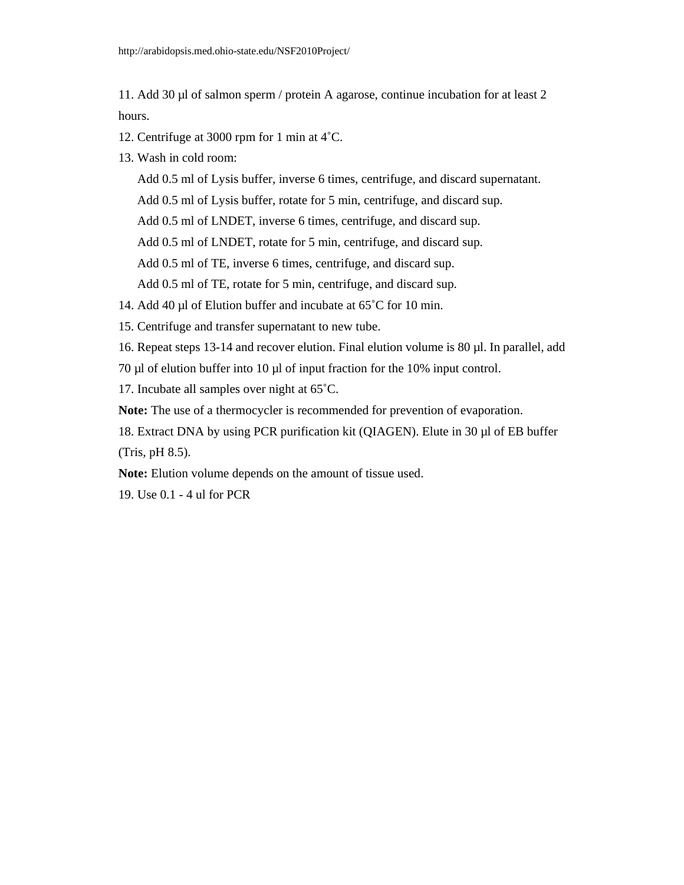11. Add 30 µl of salmon sperm / protein A agarose, continue incubation for at least 2 hours.

12. Centrifuge at 3000 rpm for 1 min at 4˚C.

13. Wash in cold room:

    Add 0.5 ml of Lysis buffer, inverse 6 times, centrifuge, and discard supernatant.

    Add 0.5 ml of Lysis buffer, rotate for 5 min, centrifuge, and discard sup.

    Add 0.5 ml of LNDET, inverse 6 times, centrifuge, and discard sup.

    Add 0.5 ml of LNDET, rotate for 5 min, centrifuge, and discard sup.

    Add 0.5 ml of TE, inverse 6 times, centrifuge, and discard sup.

    Add 0.5 ml of TE, rotate for 5 min, centrifuge, and discard sup.

14. Add 40 µl of Elution buffer and incubate at 65˚C for 10 min.

15. Centrifuge and transfer supernatant to new tube.

16. Repeat steps 13-14 and recover elution. Final elution volume is 80 µl. In parallel, add 70 µl of elution buffer into 10 µl of input fraction for the 10% input control.

17. Incubate all samples over night at 65˚C.

**Note:** The use of a thermocycler is recommended for prevention of evaporation.

18. Extract DNA by using PCR purification kit (QIAGEN). Elute in 30 µl of EB buffer (Tris, pH 8.5).

**Note:** Elution volume depends on the amount of tissue used.

19. Use 0.1 - 4 ul for PCR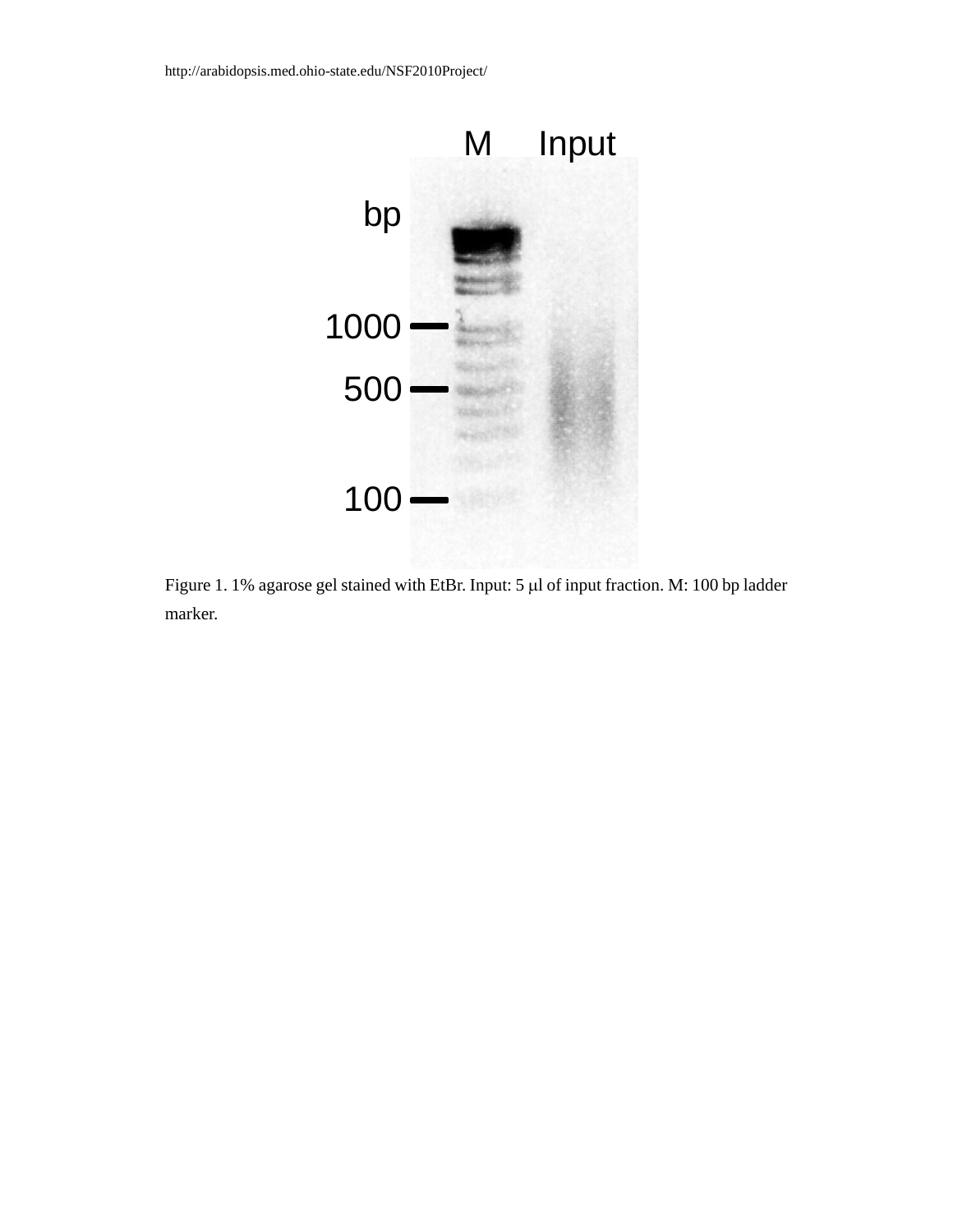http://arabidopsis.med.ohio-state.edu/NSF2010Project/

M Input

bp

1000

500

100

Figure 1. 1% agarose gel stained with EtBr. Input: 5 μl of input fraction. M: 100 bp ladder marker.